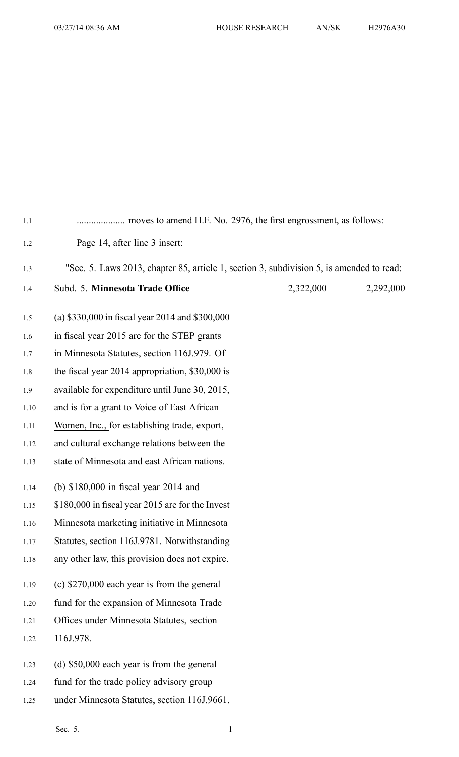.................... moves to amend H.F. No. 2976, the first engrossment, as follows:

Page 14, after line 3 insert:

"Sec. 5. Laws 2013, chapter 85, article 1, section 3, subdivision 5, is amended to read:

| Subd. 5. **Minnesota Trade Office** | 2,322,000 | 2,292,000 |
|---|---|---|

(a) $330,000 in fiscal year 2014 and $300,000 in fiscal year 2015 are for the STEP grants in Minnesota Statutes, section 116J.979. Of the fiscal year 2014 appropriation, $30,000 is available for expenditure until June 30, 2015, and is for a grant to Voice of East African Women, Inc., for establishing trade, export, and cultural exchange relations between the state of Minnesota and east African nations.

(b) $180,000 in fiscal year 2014 and $180,000 in fiscal year 2015 are for the Invest Minnesota marketing initiative in Minnesota Statutes, section 116J.9781. Notwithstanding any other law, this provision does not expire.

(c) $270,000 each year is from the general fund for the expansion of Minnesota Trade Offices under Minnesota Statutes, section 116J.978.

(d) $50,000 each year is from the general fund for the trade policy advisory group under Minnesota Statutes, section 116J.9661.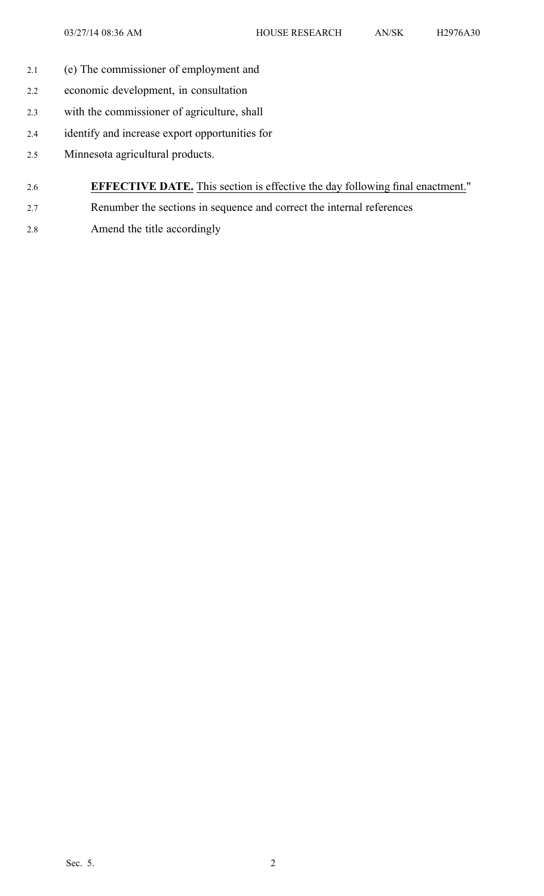(e) The commissioner of employment and economic development, in consultation with the commissioner of agriculture, shall identify and increase export opportunities for Minnesota agricultural products.

**EFFECTIVE DATE.** This section is effective the day following final enactment."

Renumber the sections in sequence and correct the internal references

Amend the title accordingly